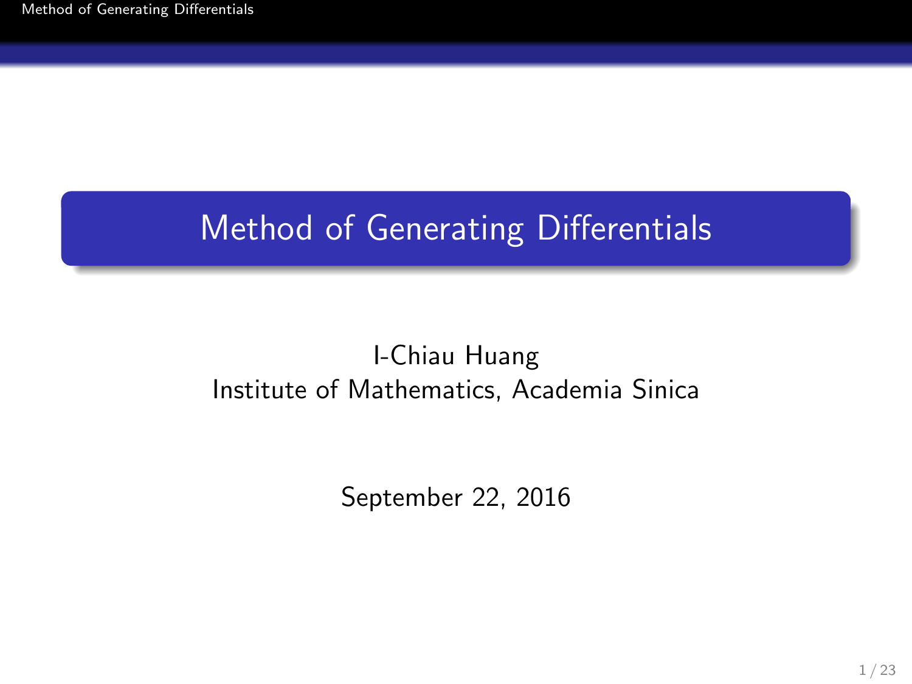# Method of Generating Differentials

I-Chiau Huang
Institute of Mathematics, Academia Sinica

September 22, 2016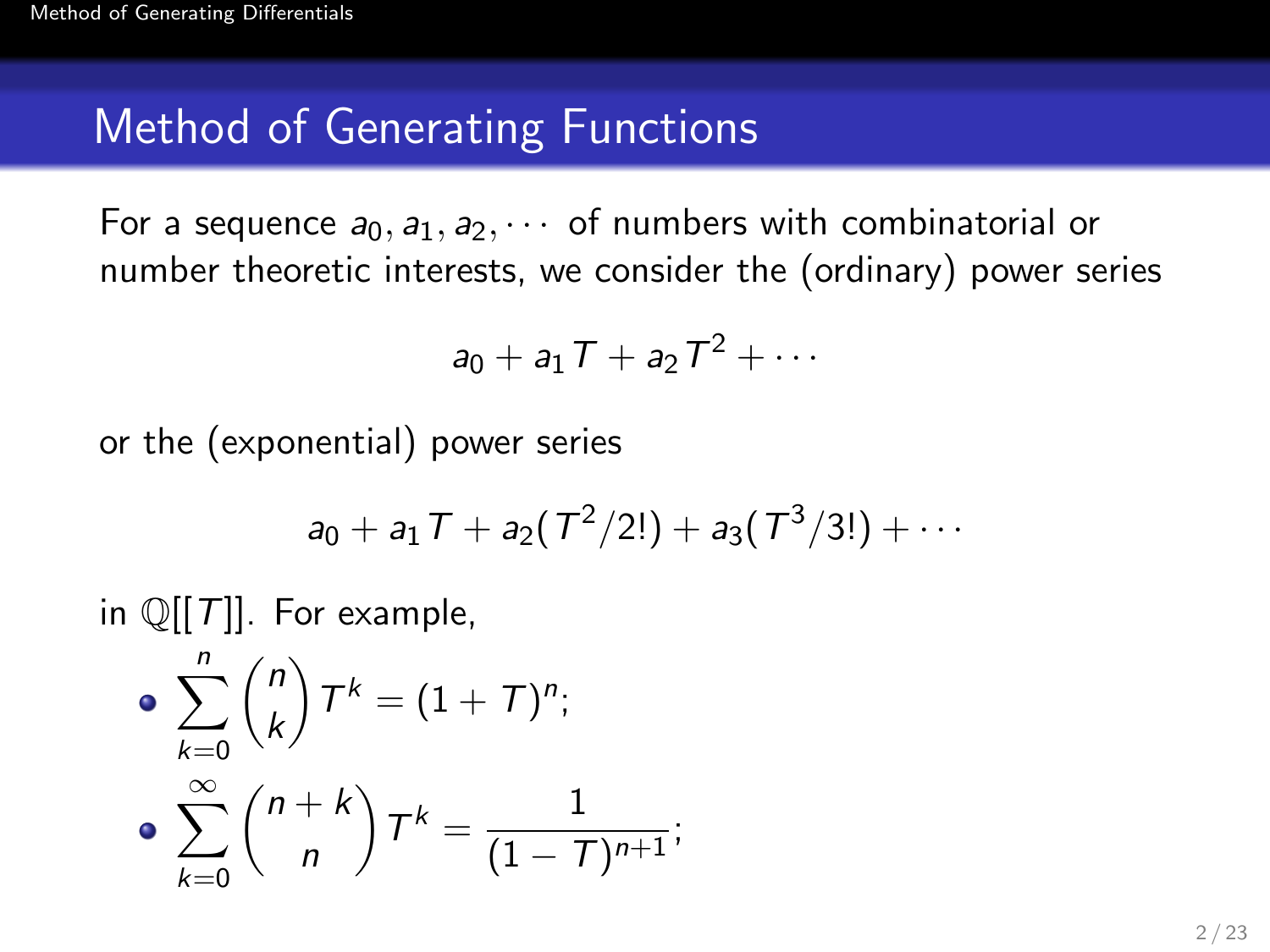## Method of Generating Functions

For a sequence $a_0, a_1, a_2, \cdots$ of numbers with combinatorial or number theoretic interests, we consider the (ordinary) power series

$$a_0 + a_1 T + a_2 T^2 + \cdots$$

or the (exponential) power series

$$a_0 + a_1 T + a_2 (T^2/2!) + a_3 (T^3/3!) + \cdots$$

in $\mathbb{Q}[[T]]$. For example,

- $\displaystyle\sum_{k=0}^{n} \binom{n}{k} T^k = (1+T)^n;$
- $\displaystyle\sum_{k=0}^{\infty} \binom{n+k}{n} T^k = \frac{1}{(1-T)^{n+1}};$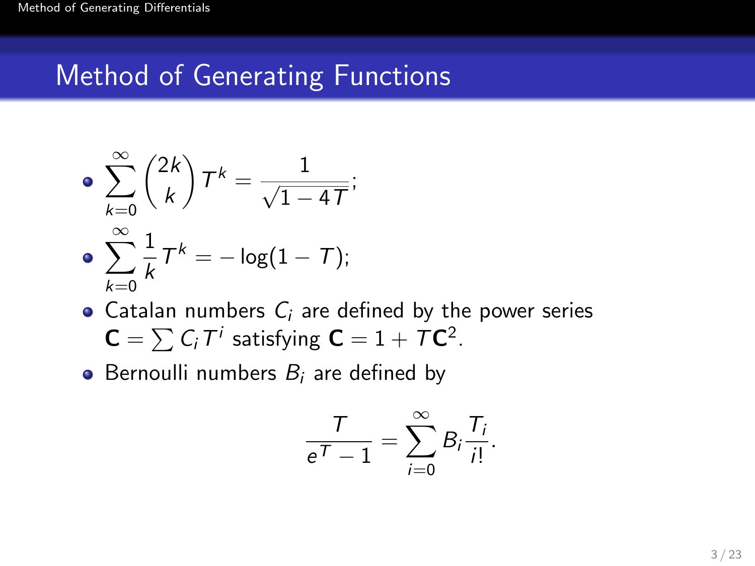## Method of Generating Functions

- $$\sum_{k=0}^{\infty} \binom{2k}{k} T^k = \frac{1}{\sqrt{1-4T}};$$
- $$\sum_{k=0}^{\infty} \frac{1}{k} T^k = -\log(1-T);$$
- Catalan numbers $C_i$ are defined by the power series $\mathbf{C} = \sum C_i T^i$ satisfying $\mathbf{C} = 1 + T\mathbf{C}^2$.
- Bernoulli numbers $B_i$ are defined by

$$\frac{T}{e^T - 1} = \sum_{i=0}^{\infty} B_i \frac{T_i}{i!}.$$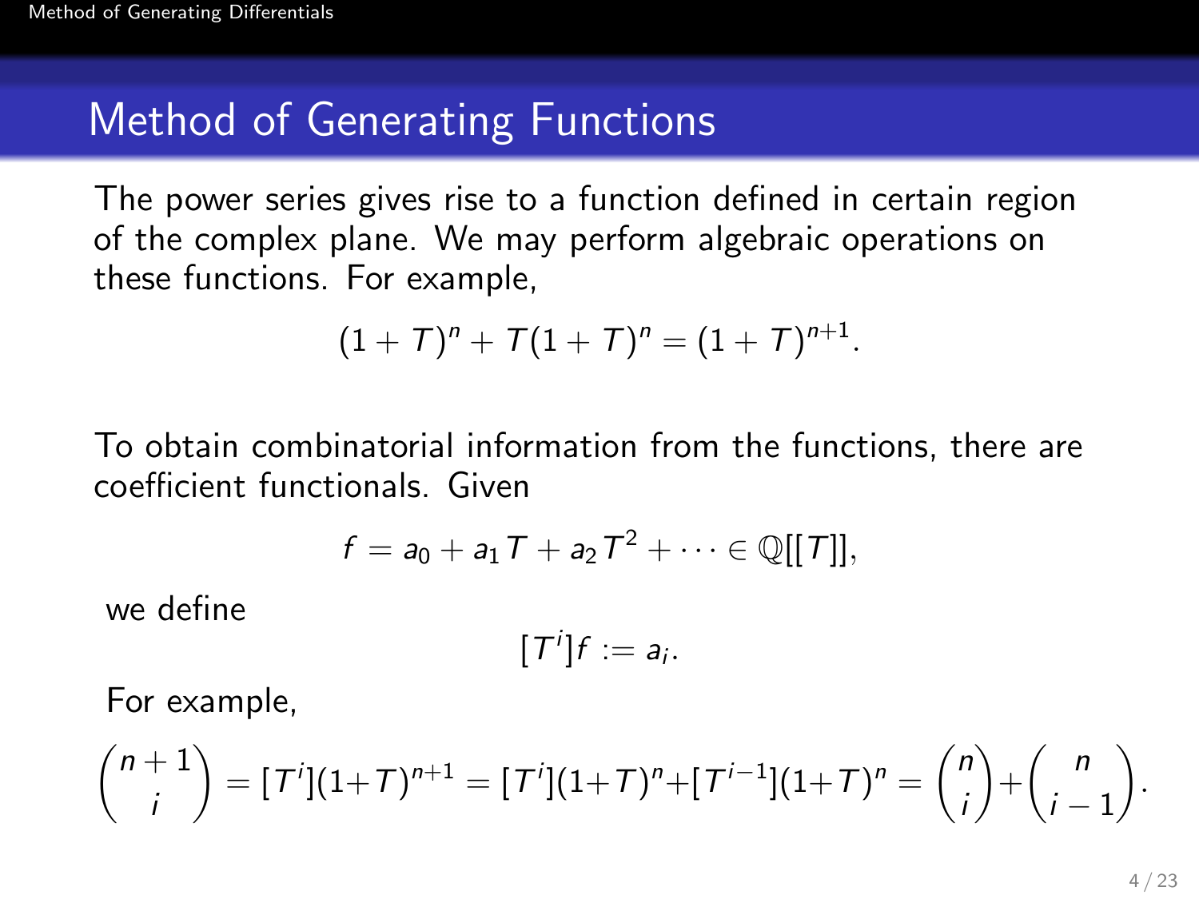# Method of Generating Functions

The power series gives rise to a function defined in certain region of the complex plane. We may perform algebraic operations on these functions. For example,

$$(1+T)^n + T(1+T)^n = (1+T)^{n+1}.$$

To obtain combinatorial information from the functions, there are coefficient functionals. Given

$$f = a_0 + a_1 T + a_2 T^2 + \cdots \in \mathbb{Q}[[T]],$$

we define

$$[T^i]f := a_i.$$

For example,

$$\binom{n+1}{i} = [T^i](1+T)^{n+1} = [T^i](1+T)^n + [T^{i-1}](1+T)^n = \binom{n}{i} + \binom{n}{i-1}.$$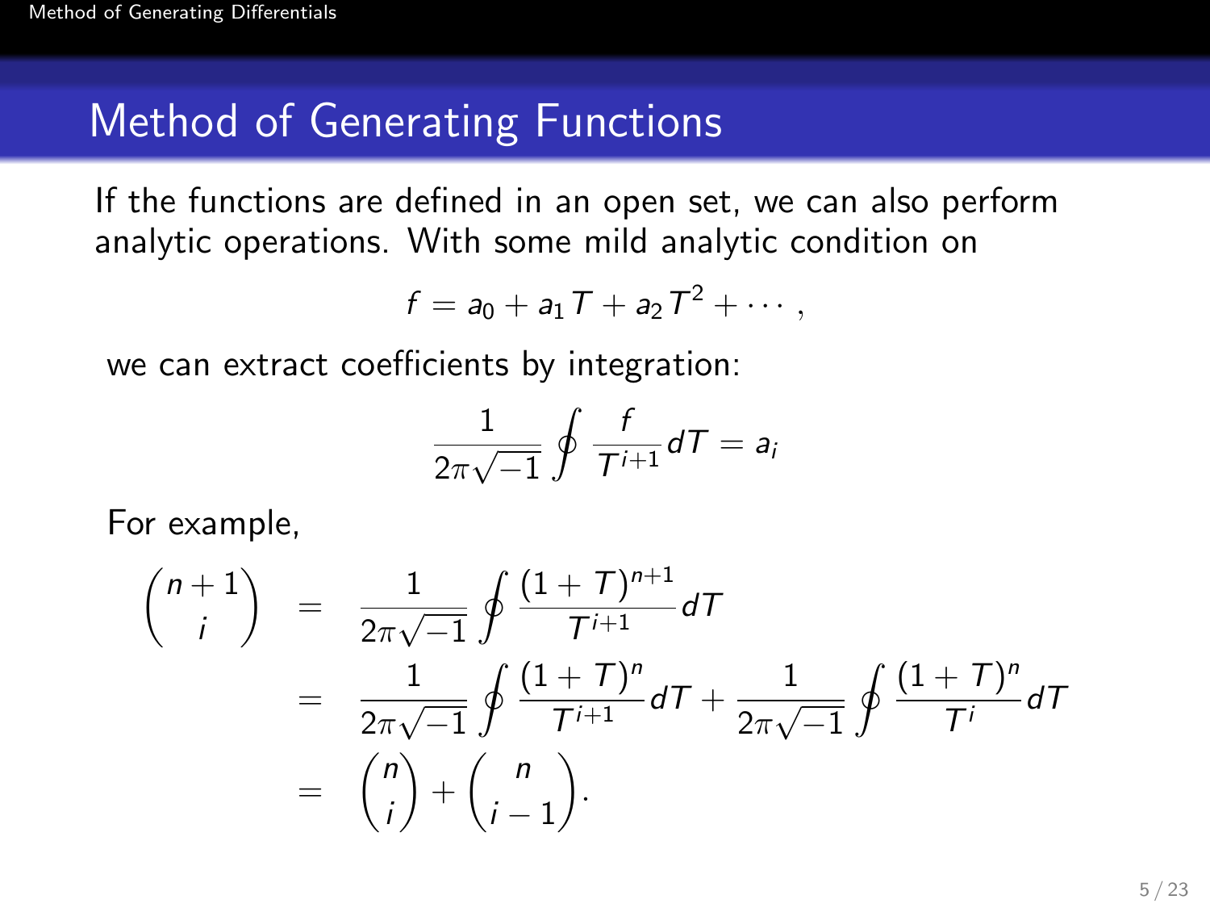# Method of Generating Functions

If the functions are defined in an open set, we can also perform analytic operations. With some mild analytic condition on

$$f = a_0 + a_1 T + a_2 T^2 + \cdots ,$$

we can extract coefficients by integration:

$$\frac{1}{2\pi\sqrt{-1}} \oint \frac{f}{T^{i+1}} dT = a_i$$

For example,

$$\begin{aligned}
\binom{n+1}{i} &= \frac{1}{2\pi\sqrt{-1}} \oint \frac{(1+T)^{n+1}}{T^{i+1}} dT \\
&= \frac{1}{2\pi\sqrt{-1}} \oint \frac{(1+T)^{n}}{T^{i+1}} dT + \frac{1}{2\pi\sqrt{-1}} \oint \frac{(1+T)^{n}}{T^{i}} dT \\
&= \binom{n}{i} + \binom{n}{i-1}.
\end{aligned}$$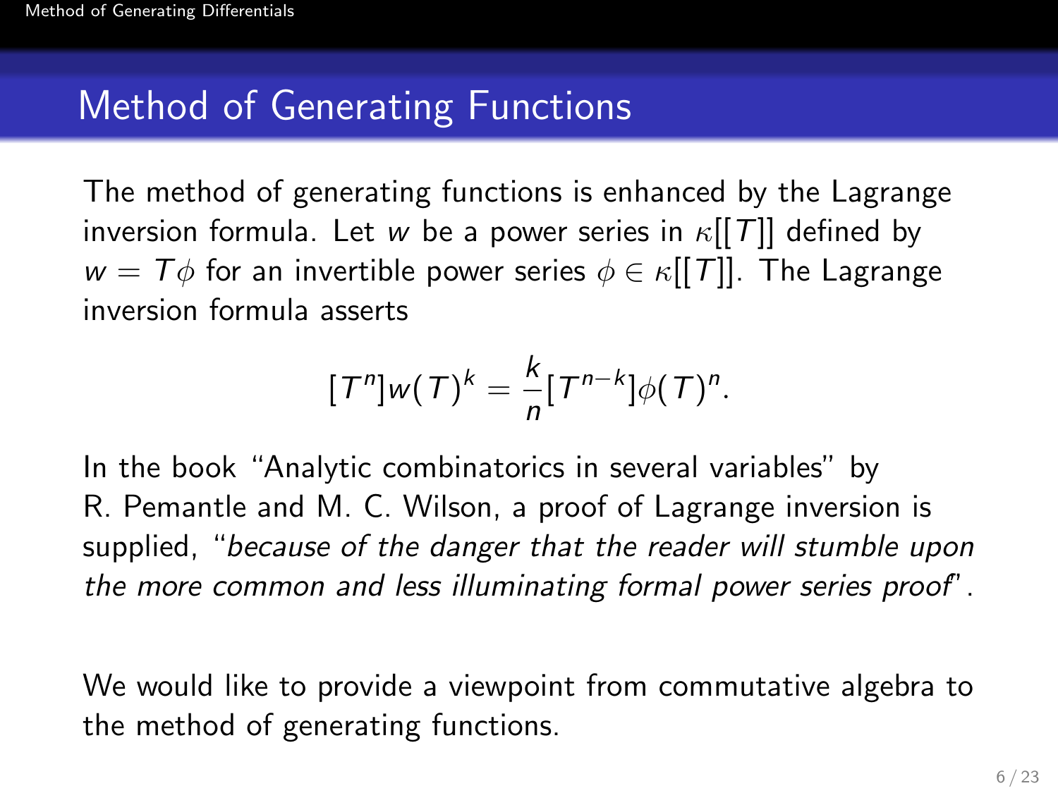# Method of Generating Functions

The method of generating functions is enhanced by the Lagrange inversion formula. Let $w$ be a power series in $\kappa[[T]]$ defined by $w = T\phi$ for an invertible power series $\phi \in \kappa[[T]]$. The Lagrange inversion formula asserts

$$[T^n]w(T)^k = \frac{k}{n}[T^{n-k}]\phi(T)^n.$$

In the book "Analytic combinatorics in several variables" by R. Pemantle and M. C. Wilson, a proof of Lagrange inversion is supplied, "*because of the danger that the reader will stumble upon the more common and less illuminating formal power series proof*".

We would like to provide a viewpoint from commutative algebra to the method of generating functions.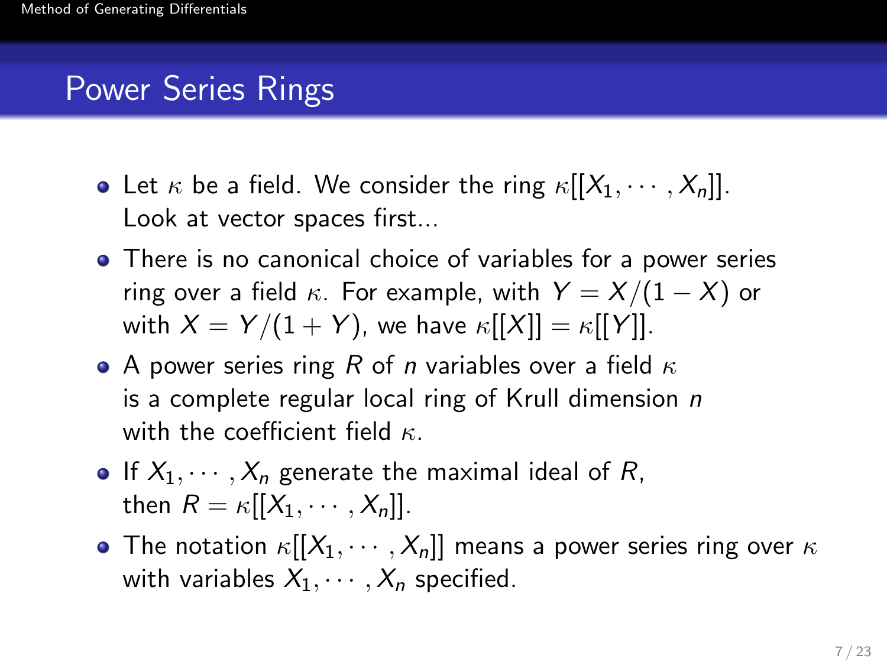# Power Series Rings

- Let $\kappa$ be a field. We consider the ring $\kappa[[X_1, \cdots, X_n]]$. Look at vector spaces first...
- There is no canonical choice of variables for a power series ring over a field $\kappa$. For example, with $Y = X/(1-X)$ or with $X = Y/(1+Y)$, we have $\kappa[[X]] = \kappa[[Y]]$.
- A power series ring $R$ of $n$ variables over a field $\kappa$ is a complete regular local ring of Krull dimension $n$ with the coefficient field $\kappa$.
- If $X_1, \cdots, X_n$ generate the maximal ideal of $R$, then $R = \kappa[[X_1, \cdots, X_n]]$.
- The notation $\kappa[[X_1, \cdots, X_n]]$ means a power series ring over $\kappa$ with variables $X_1, \cdots, X_n$ specified.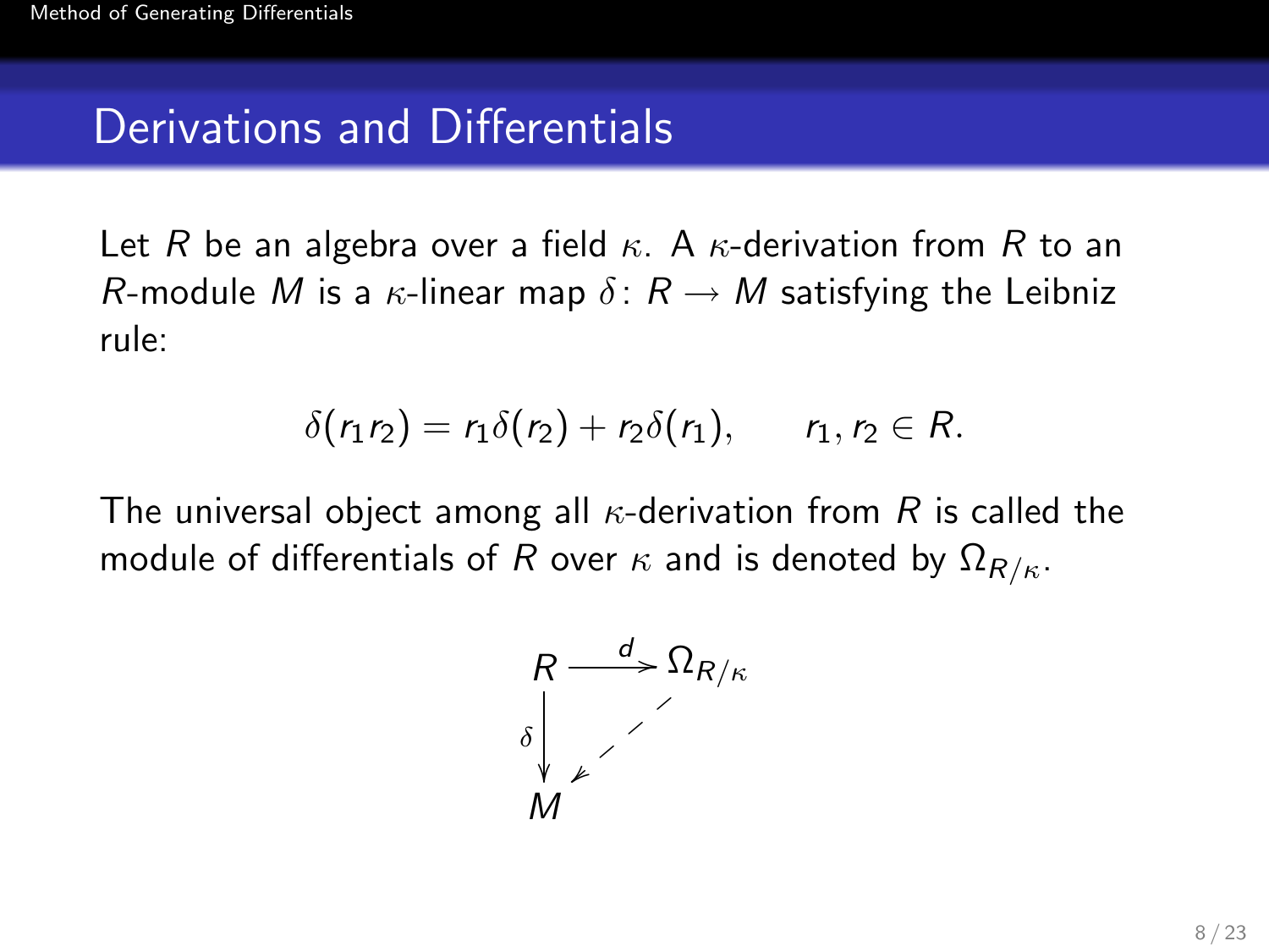## Derivations and Differentials

Let $R$ be an algebra over a field $\kappa$. A $\kappa$-derivation from $R$ to an $R$-module $M$ is a $\kappa$-linear map $\delta \colon R \to M$ satisfying the Leibniz rule:

$$\delta(r_1 r_2) = r_1 \delta(r_2) + r_2 \delta(r_1), \qquad r_1, r_2 \in R.$$

The universal object among all $\kappa$-derivation from $R$ is called the module of differentials of $R$ over $\kappa$ and is denoted by $\Omega_{R/\kappa}$.

$$\begin{array}{ccc} R & \xrightarrow{d} & \Omega_{R/\kappa} \\ {\scriptstyle \delta}\downarrow & \swarrow & \\ M & & \end{array}$$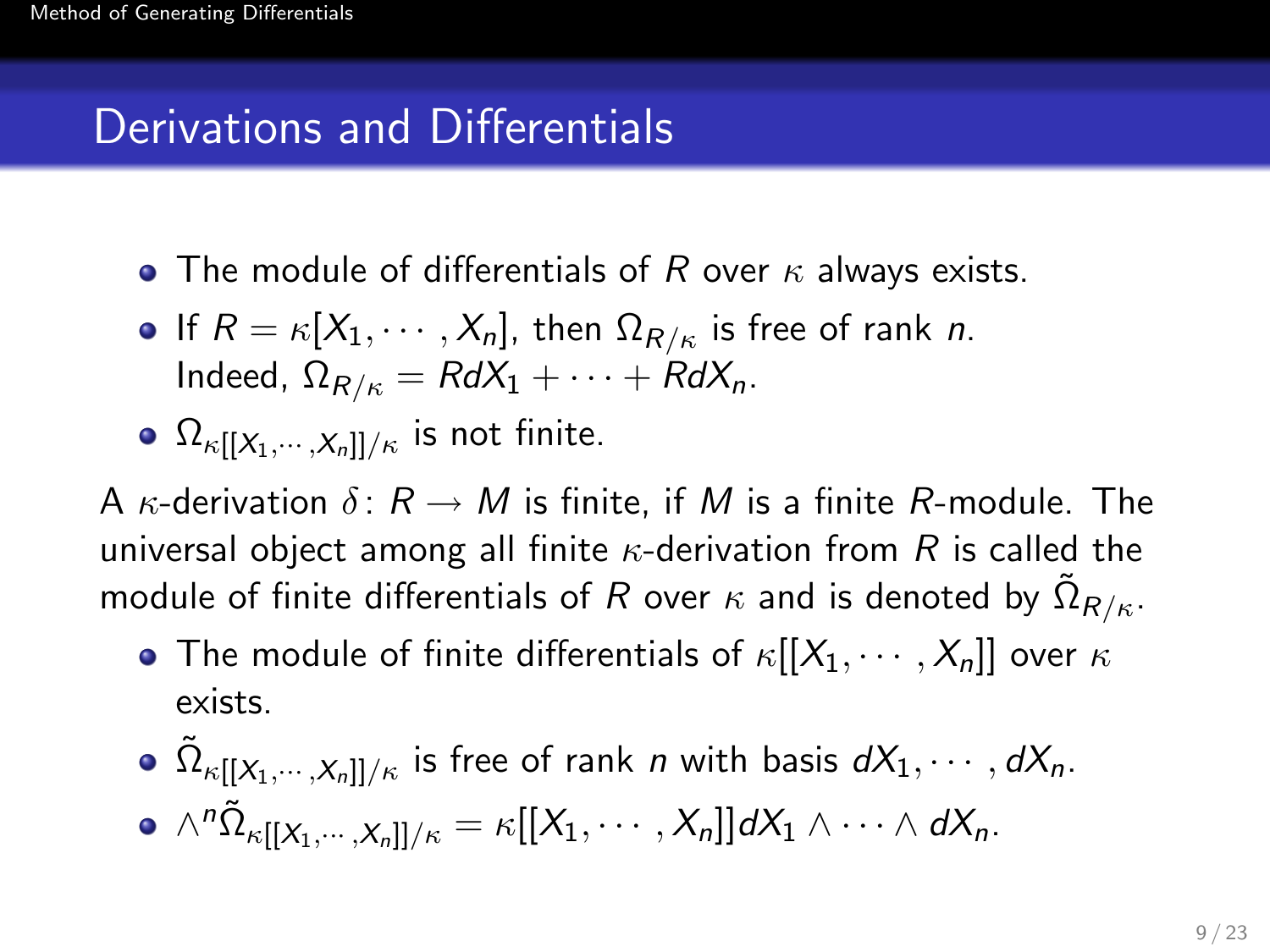## Derivations and Differentials

- The module of differentials of $R$ over $\kappa$ always exists.
- If $R = \kappa[X_1, \cdots, X_n]$, then $\Omega_{R/\kappa}$ is free of rank $n$. Indeed, $\Omega_{R/\kappa} = RdX_1 + \cdots + RdX_n$.
- $\Omega_{\kappa[[X_1,\cdots,X_n]]/\kappa}$ is not finite.

A $\kappa$-derivation $\delta\colon R \to M$ is finite, if $M$ is a finite $R$-module. The universal object among all finite $\kappa$-derivation from $R$ is called the module of finite differentials of $R$ over $\kappa$ and is denoted by $\tilde{\Omega}_{R/\kappa}$.

- The module of finite differentials of $\kappa[[X_1, \cdots, X_n]]$ over $\kappa$ exists.
- $\tilde{\Omega}_{\kappa[[X_1,\cdots,X_n]]/\kappa}$ is free of rank $n$ with basis $dX_1, \cdots, dX_n$.
- $\wedge^n \tilde{\Omega}_{\kappa[[X_1,\cdots,X_n]]/\kappa} = \kappa[[X_1, \cdots, X_n]]dX_1 \wedge \cdots \wedge dX_n$.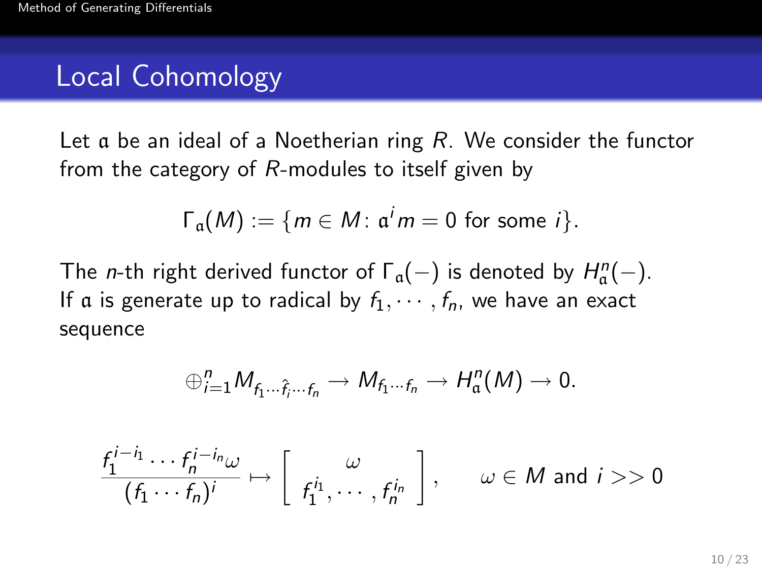# Local Cohomology

Let $\mathfrak{a}$ be an ideal of a Noetherian ring $R$. We consider the functor from the category of $R$-modules to itself given by

$$\Gamma_{\mathfrak{a}}(M) := \{m \in M \colon \mathfrak{a}^i m = 0 \text{ for some } i\}.$$

The $n$-th right derived functor of $\Gamma_{\mathfrak{a}}(-)$ is denoted by $H^n_{\mathfrak{a}}(-)$. If $\mathfrak{a}$ is generate up to radical by $f_1, \cdots, f_n$, we have an exact sequence

$$\oplus_{i=1}^n M_{f_1 \cdots \hat{f}_i \cdots f_n} \to M_{f_1 \cdots f_n} \to H^n_{\mathfrak{a}}(M) \to 0.$$

$$\frac{f_1^{i-i_1} \cdots f_n^{i-i_n} \omega}{(f_1 \cdots f_n)^i} \mapsto \left[ \begin{array}{c} \omega \\ f_1^{i_1}, \cdots, f_n^{i_n} \end{array} \right], \qquad \omega \in M \text{ and } i >> 0$$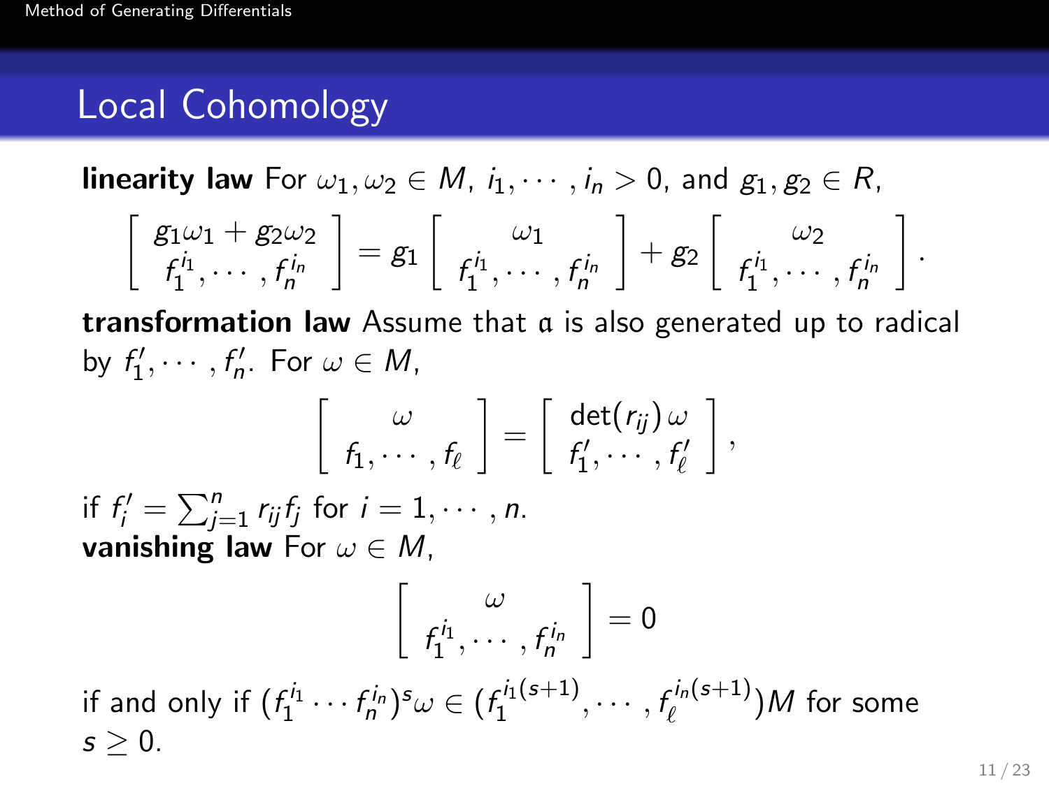## Local Cohomology

**linearity law** For $\omega_1, \omega_2 \in M$, $i_1, \cdots, i_n > 0$, and $g_1, g_2 \in R$,

$$\left[ \begin{array}{c} g_1\omega_1 + g_2\omega_2 \\ f_1^{i_1}, \cdots, f_n^{i_n} \end{array} \right] = g_1 \left[ \begin{array}{c} \omega_1 \\ f_1^{i_1}, \cdots, f_n^{i_n} \end{array} \right] + g_2 \left[ \begin{array}{c} \omega_2 \\ f_1^{i_1}, \cdots, f_n^{i_n} \end{array} \right].$$

**transformation law** Assume that $\mathfrak{a}$ is also generated up to radical by $f'_1, \cdots, f'_n$. For $\omega \in M$,

$$\left[ \begin{array}{c} \omega \\ f_1, \cdots, f_\ell \end{array} \right] = \left[ \begin{array}{c} \det(r_{ij})\,\omega \\ f'_1, \cdots, f'_\ell \end{array} \right],$$

if $f'_i = \sum_{j=1}^{n} r_{ij} f_j$ for $i = 1, \cdots, n$.

**vanishing law** For $\omega \in M$,

$$\left[ \begin{array}{c} \omega \\ f_1^{i_1}, \cdots, f_n^{i_n} \end{array} \right] = 0$$

if and only if $(f_1^{i_1} \cdots f_n^{i_n})^s \omega \in (f_1^{i_1(s+1)}, \cdots, f_\ell^{i_n(s+1)})M$ for some $s \geq 0$.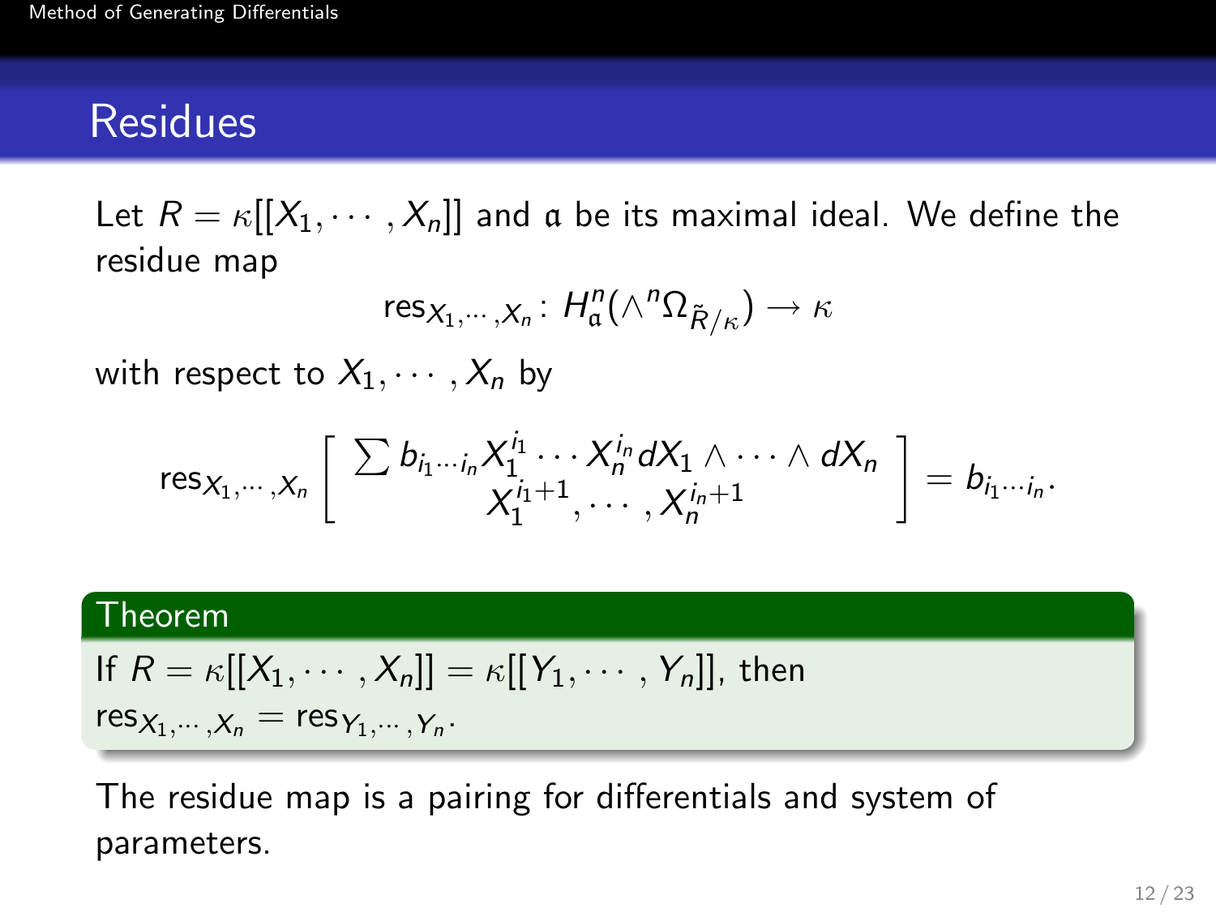# Residues

Let $R = \kappa[[X_1, \cdots, X_n]]$ and $\mathfrak{a}$ be its maximal ideal. We define the residue map

$$\mathrm{res}_{X_1,\cdots,X_n} \colon H^n_{\mathfrak{a}}(\wedge^n \Omega_{\tilde{R}/\kappa}) \to \kappa$$

with respect to $X_1, \cdots, X_n$ by

$$\mathrm{res}_{X_1,\cdots,X_n} \left[ \begin{array}{c} \sum b_{i_1 \cdots i_n} X_1^{i_1} \cdots X_n^{i_n} dX_1 \wedge \cdots \wedge dX_n \\ X_1^{i_1+1}, \cdots, X_n^{i_n+1} \end{array} \right] = b_{i_1 \cdots i_n}.$$

**Theorem**

If $R = \kappa[[X_1, \cdots, X_n]] = \kappa[[Y_1, \cdots, Y_n]]$, then $\mathrm{res}_{X_1,\cdots,X_n} = \mathrm{res}_{Y_1,\cdots,Y_n}$.

The residue map is a pairing for differentials and system of parameters.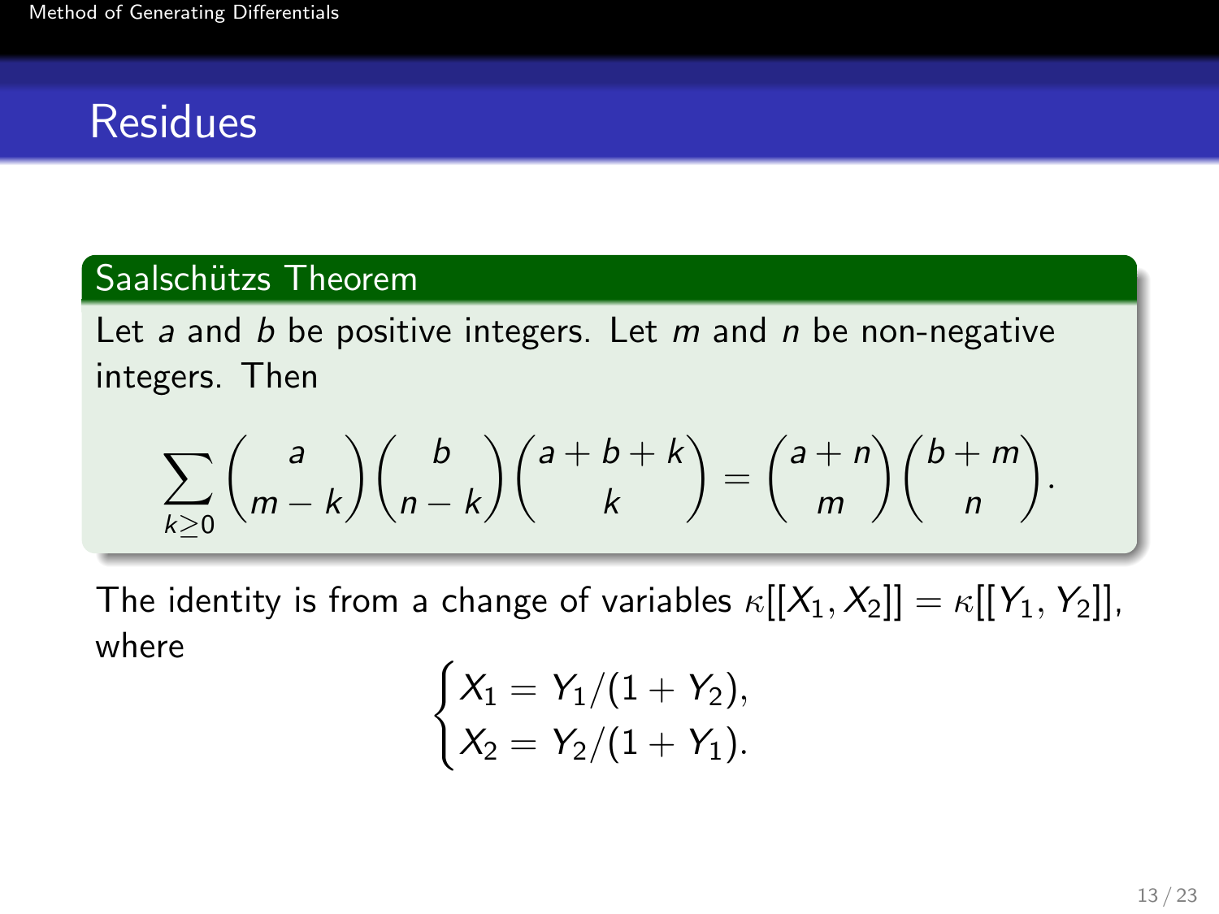## Residues

### Saalschützs Theorem

Let $a$ and $b$ be positive integers. Let $m$ and $n$ be non-negative integers. Then

$$\sum_{k\geq 0} \binom{a}{m-k}\binom{b}{n-k}\binom{a+b+k}{k} = \binom{a+n}{m}\binom{b+m}{n}.$$

The identity is from a change of variables $\kappa[[X_1, X_2]] = \kappa[[Y_1, Y_2]]$, where

$$\begin{cases} X_1 = Y_1/(1+Y_2), \\ X_2 = Y_2/(1+Y_1). \end{cases}$$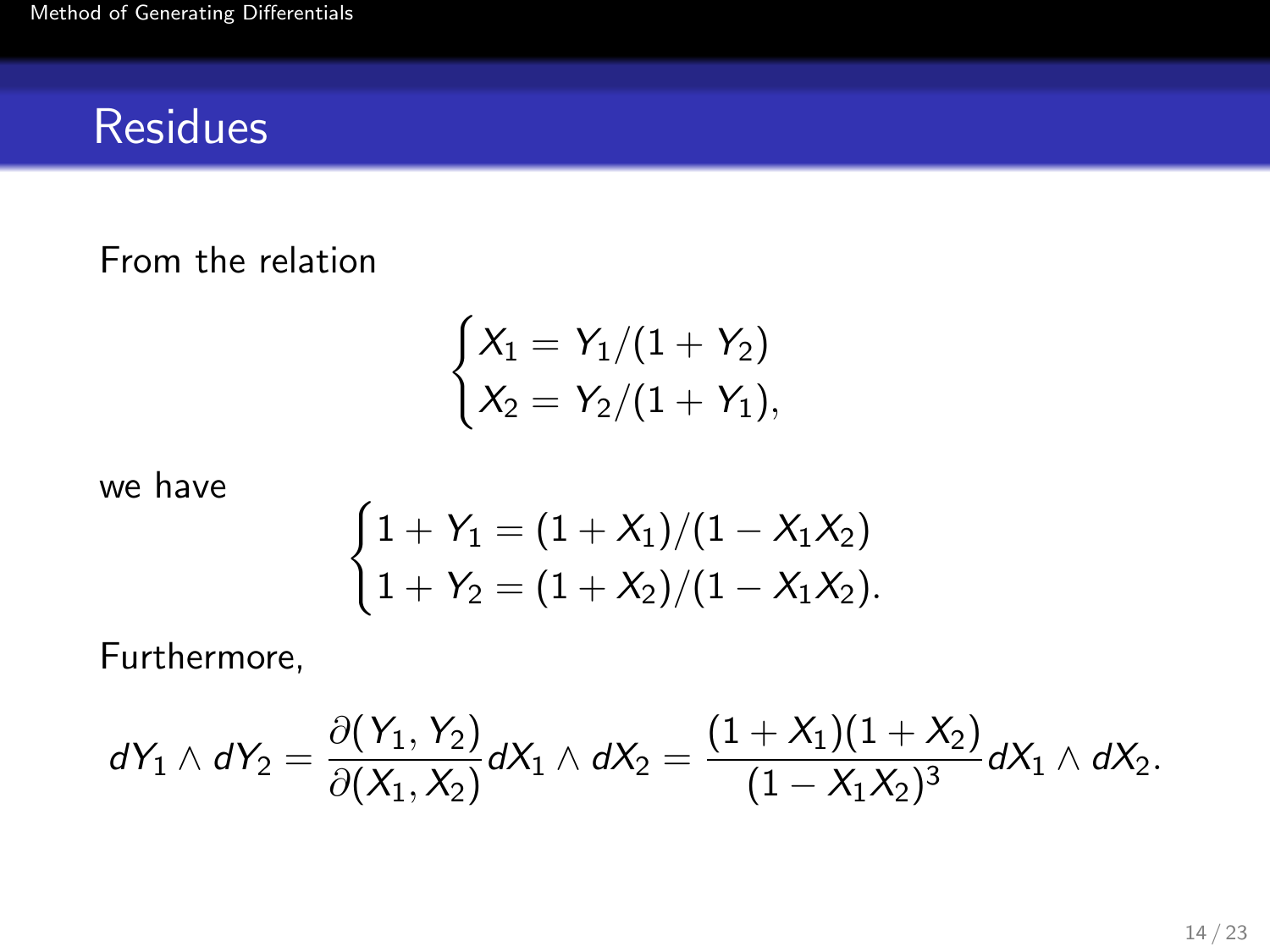## Residues

From the relation

$$\begin{cases} X_1 = Y_1/(1+Y_2) \\ X_2 = Y_2/(1+Y_1), \end{cases}$$

we have

$$\begin{cases} 1+Y_1 = (1+X_1)/(1-X_1X_2) \\ 1+Y_2 = (1+X_2)/(1-X_1X_2). \end{cases}$$

Furthermore,

$$dY_1 \wedge dY_2 = \frac{\partial(Y_1, Y_2)}{\partial(X_1, X_2)} dX_1 \wedge dX_2 = \frac{(1+X_1)(1+X_2)}{(1-X_1X_2)^3} dX_1 \wedge dX_2.$$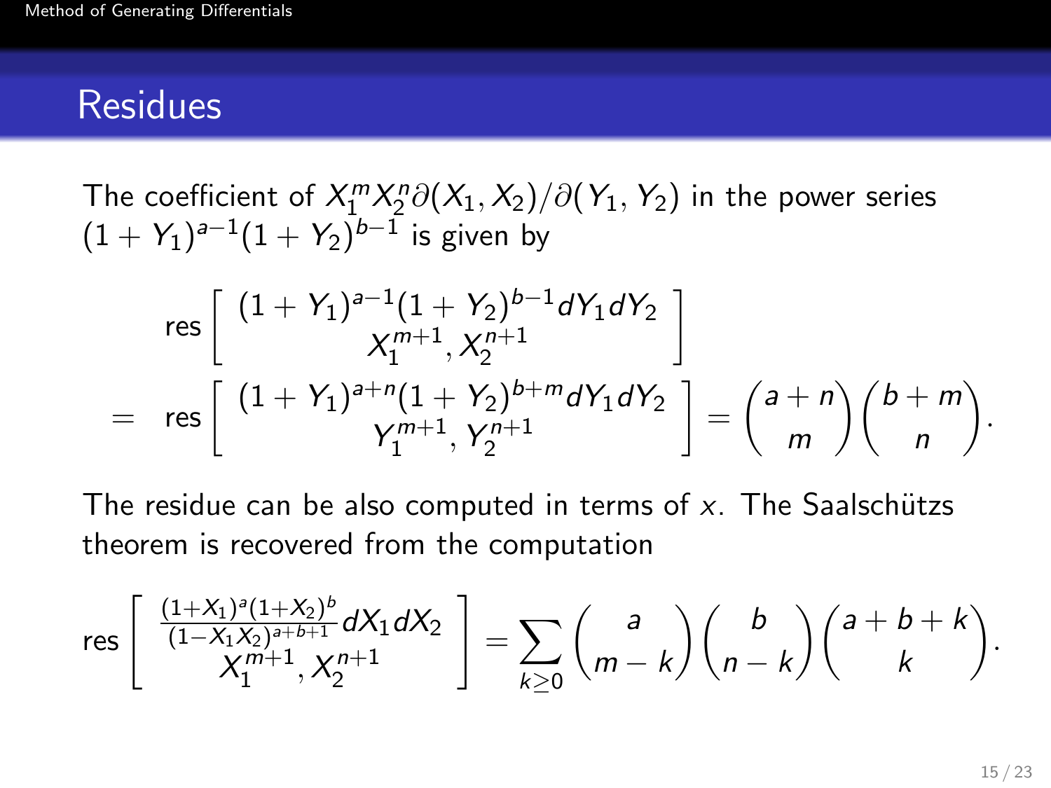## Residues

The coefficient of $X_1^m X_2^n \partial(X_1, X_2)/\partial(Y_1, Y_2)$ in the power series $(1+Y_1)^{a-1}(1+Y_2)^{b-1}$ is given by

$$
\begin{aligned}
& \operatorname{res}\left[ \begin{array}{c} (1+Y_1)^{a-1}(1+Y_2)^{b-1} dY_1 dY_2 \\ X_1^{m+1}, X_2^{n+1} \end{array} \right] \\
= \; & \operatorname{res}\left[ \begin{array}{c} (1+Y_1)^{a+n}(1+Y_2)^{b+m} dY_1 dY_2 \\ Y_1^{m+1}, Y_2^{n+1} \end{array} \right] = \binom{a+n}{m}\binom{b+m}{n}.
\end{aligned}
$$

The residue can be also computed in terms of $x$. The Saalschützs theorem is recovered from the computation

$$
\operatorname{res}\left[ \begin{array}{c} \frac{(1+X_1)^a(1+X_2)^b}{(1-X_1X_2)^{a+b+1}} dX_1 dX_2 \\ X_1^{m+1}, X_2^{n+1} \end{array} \right] = \sum_{k \geq 0} \binom{a}{m-k}\binom{b}{n-k}\binom{a+b+k}{k}.
$$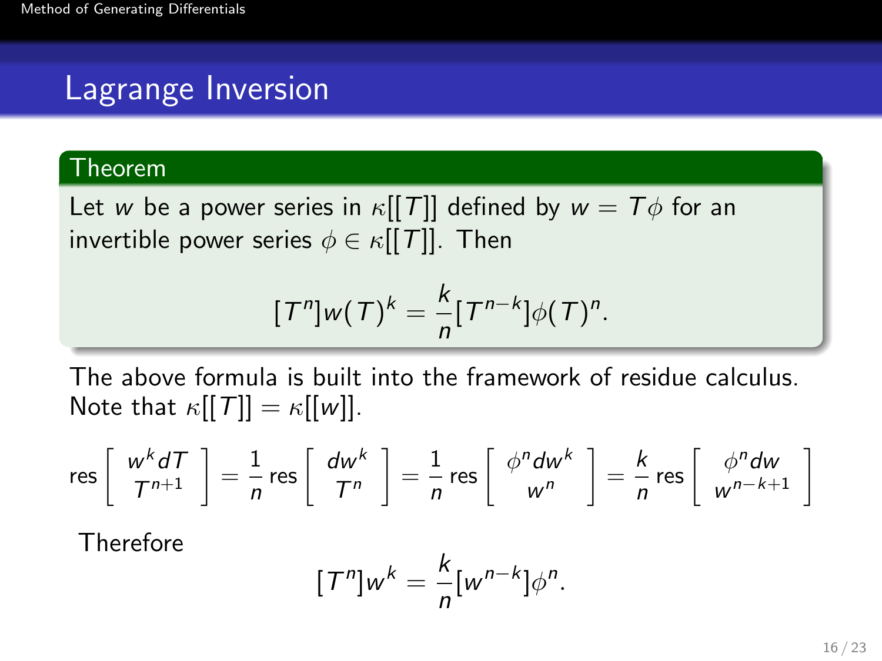# Lagrange Inversion

**Theorem**

Let $w$ be a power series in $\kappa[[T]]$ defined by $w = T\phi$ for an invertible power series $\phi \in \kappa[[T]]$. Then

$$[T^n]w(T)^k = \frac{k}{n}[T^{n-k}]\phi(T)^n.$$

The above formula is built into the framework of residue calculus. Note that $\kappa[[T]] = \kappa[[w]]$.

$$\operatorname{res}\left[\begin{array}{c} w^k dT \\ T^{n+1} \end{array}\right] = \frac{1}{n}\operatorname{res}\left[\begin{array}{c} dw^k \\ T^n \end{array}\right] = \frac{1}{n}\operatorname{res}\left[\begin{array}{c} \phi^n dw^k \\ w^n \end{array}\right] = \frac{k}{n}\operatorname{res}\left[\begin{array}{c} \phi^n dw \\ w^{n-k+1} \end{array}\right]$$

Therefore

$$[T^n]w^k = \frac{k}{n}[w^{n-k}]\phi^n.$$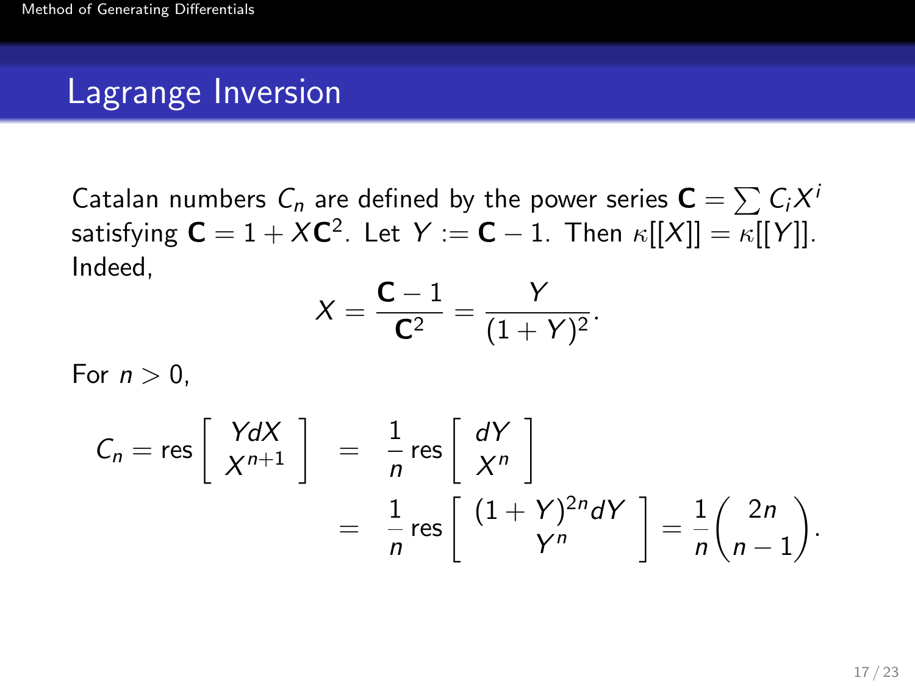# Lagrange Inversion

Catalan numbers $C_n$ are defined by the power series $\mathbf{C} = \sum C_i X^i$ satisfying $\mathbf{C} = 1 + X\mathbf{C}^2$. Let $Y := \mathbf{C} - 1$. Then $\kappa[[X]] = \kappa[[Y]]$. Indeed,

$$X = \frac{\mathbf{C} - 1}{\mathbf{C}^2} = \frac{Y}{(1+Y)^2}.$$

For $n > 0$,

$$\begin{aligned} C_n = \operatorname{res}\left[\begin{array}{c} YdX \\ X^{n+1} \end{array}\right] &= \frac{1}{n}\operatorname{res}\left[\begin{array}{c} dY \\ X^n \end{array}\right] \\ &= \frac{1}{n}\operatorname{res}\left[\begin{array}{c} (1+Y)^{2n}dY \\ Y^n \end{array}\right] = \frac{1}{n}\binom{2n}{n-1}. \end{aligned}$$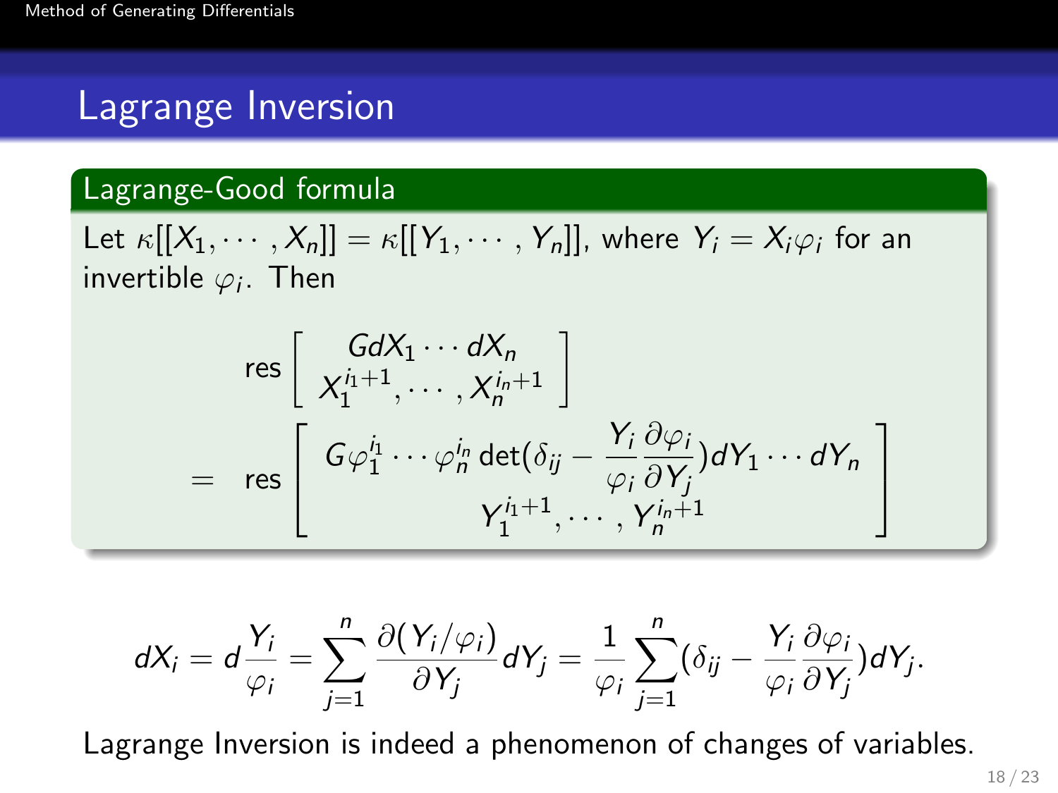# Lagrange Inversion

**Lagrange-Good formula**

Let $\kappa[[X_1, \cdots, X_n]] = \kappa[[Y_1, \cdots, Y_n]]$, where $Y_i = X_i \varphi_i$ for an invertible $\varphi_i$. Then

$$
\begin{aligned}
& \operatorname{res} \left[ \begin{array}{c} G dX_1 \cdots dX_n \\ X_1^{i_1+1}, \cdots, X_n^{i_n+1} \end{array} \right] \\
= \quad & \operatorname{res} \left[ \begin{array}{c} G \varphi_1^{i_1} \cdots \varphi_n^{i_n} \det(\delta_{ij} - \dfrac{Y_i}{\varphi_i} \dfrac{\partial \varphi_i}{\partial Y_j}) dY_1 \cdots dY_n \\ Y_1^{i_1+1}, \cdots, Y_n^{i_n+1} \end{array} \right]
\end{aligned}
$$

$$
dX_i = d\frac{Y_i}{\varphi_i} = \sum_{j=1}^{n} \frac{\partial (Y_i/\varphi_i)}{\partial Y_j} dY_j = \frac{1}{\varphi_i} \sum_{j=1}^{n} (\delta_{ij} - \frac{Y_i}{\varphi_i} \frac{\partial \varphi_i}{\partial Y_j}) dY_j.
$$

Lagrange Inversion is indeed a phenomenon of changes of variables.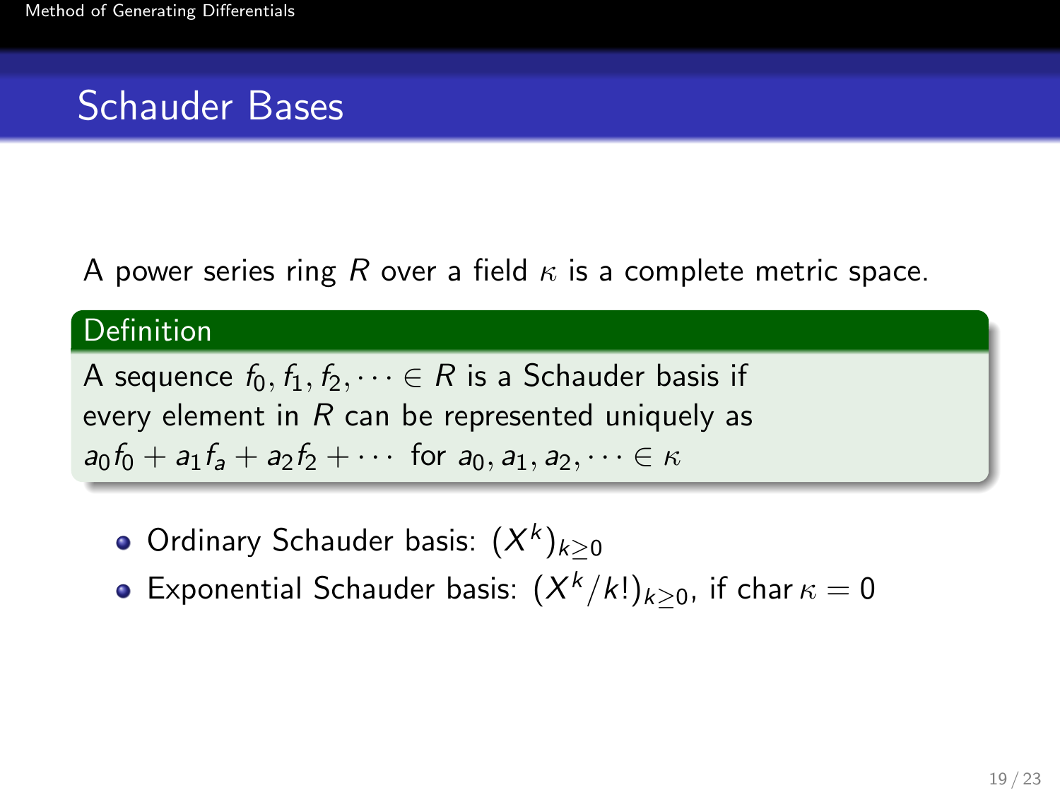## Schauder Bases

A power series ring $R$ over a field $\kappa$ is a complete metric space.

**Definition**

A sequence $f_0, f_1, f_2, \dots \in R$ is a Schauder basis if every element in $R$ can be represented uniquely as $a_0 f_0 + a_1 f_a + a_2 f_2 + \cdots$ for $a_0, a_1, a_2, \dots \in \kappa$

- Ordinary Schauder basis: $(X^k)_{k \geq 0}$
- Exponential Schauder basis: $(X^k/k!)_{k \geq 0}$, if $\operatorname{char} \kappa = 0$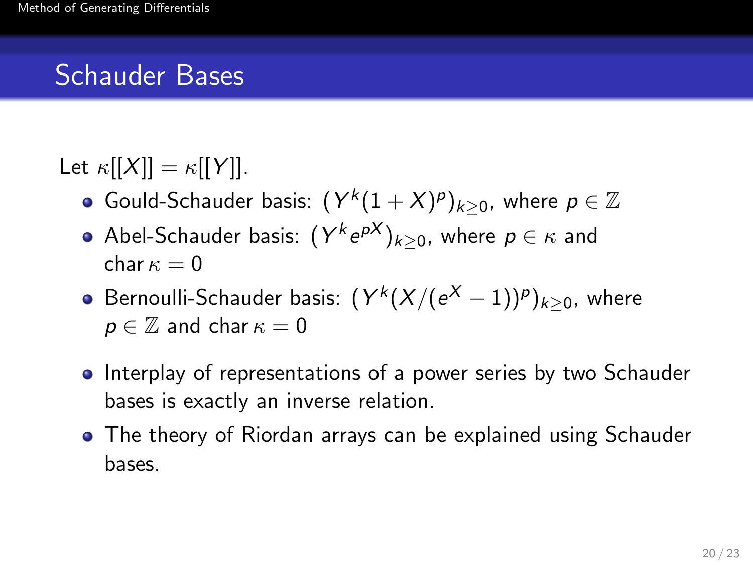## Schauder Bases

Let $\kappa[[X]] = \kappa[[Y]]$.

- Gould-Schauder basis: $(Y^k(1+X)^p)_{k\geq 0}$, where $p \in \mathbb{Z}$
- Abel-Schauder basis: $(Y^k e^{pX})_{k\geq 0}$, where $p \in \kappa$ and $\operatorname{char} \kappa = 0$
- Bernoulli-Schauder basis: $(Y^k(X/(e^X - 1))^p)_{k\geq 0}$, where $p \in \mathbb{Z}$ and $\operatorname{char} \kappa = 0$

- Interplay of representations of a power series by two Schauder bases is exactly an inverse relation.
- The theory of Riordan arrays can be explained using Schauder bases.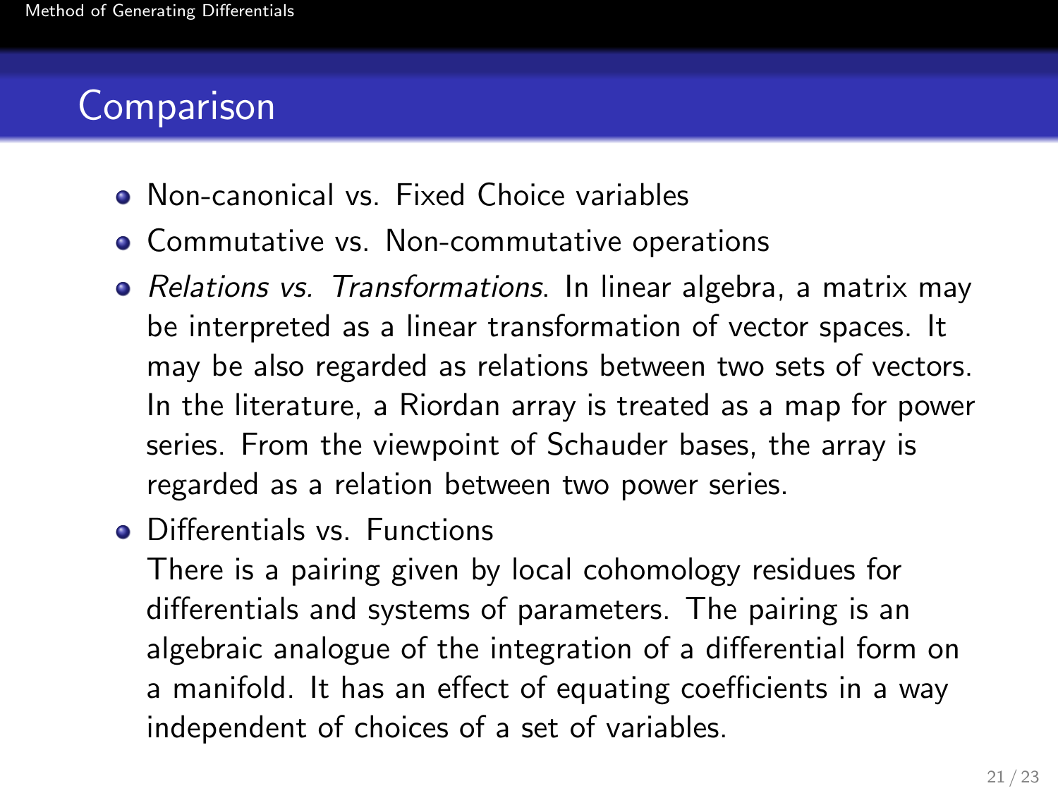## Comparison

- Non-canonical vs. Fixed Choice variables
- Commutative vs. Non-commutative operations
- *Relations vs. Transformations*. In linear algebra, a matrix may be interpreted as a linear transformation of vector spaces. It may be also regarded as relations between two sets of vectors. In the literature, a Riordan array is treated as a map for power series. From the viewpoint of Schauder bases, the array is regarded as a relation between two power series.
- Differentials vs. Functions
  There is a pairing given by local cohomology residues for differentials and systems of parameters. The pairing is an algebraic analogue of the integration of a differential form on a manifold. It has an effect of equating coefficients in a way independent of choices of a set of variables.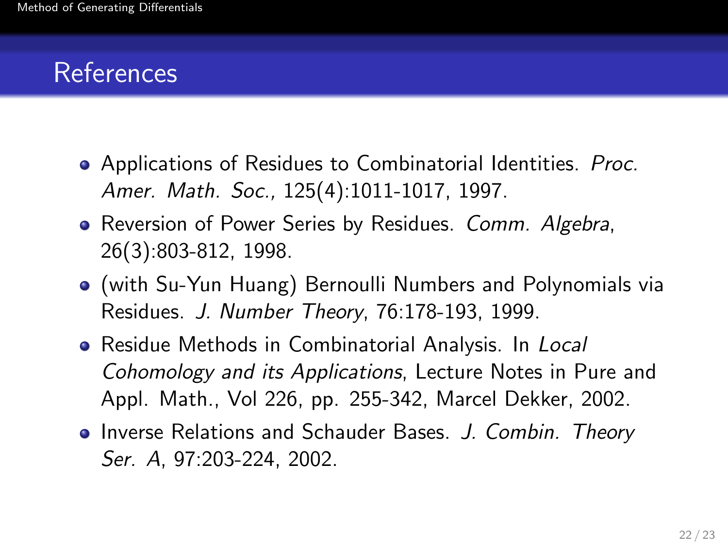## References

- Applications of Residues to Combinatorial Identities. *Proc. Amer. Math. Soc.*, 125(4):1011-1017, 1997.
- Reversion of Power Series by Residues. *Comm. Algebra*, 26(3):803-812, 1998.
- (with Su-Yun Huang) Bernoulli Numbers and Polynomials via Residues. *J. Number Theory*, 76:178-193, 1999.
- Residue Methods in Combinatorial Analysis. In *Local Cohomology and its Applications*, Lecture Notes in Pure and Appl. Math., Vol 226, pp. 255-342, Marcel Dekker, 2002.
- Inverse Relations and Schauder Bases. *J. Combin. Theory Ser. A*, 97:203-224, 2002.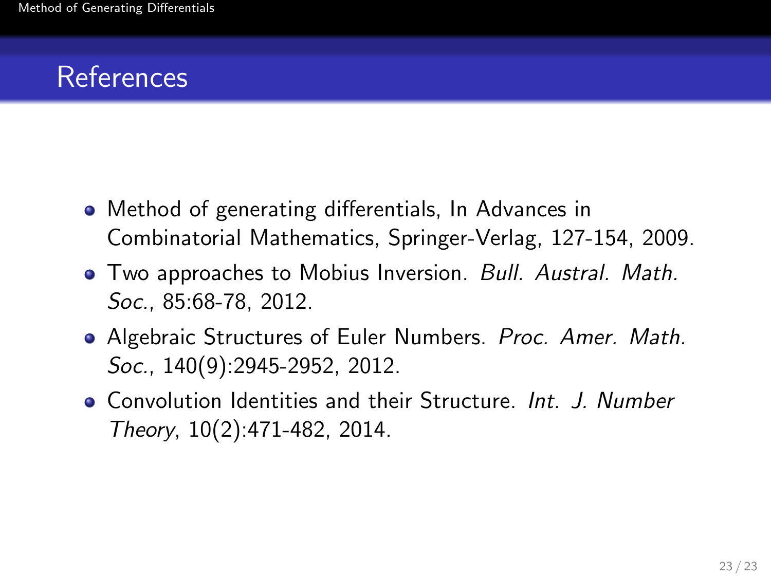# References

- Method of generating differentials, In Advances in Combinatorial Mathematics, Springer-Verlag, 127-154, 2009.
- Two approaches to Mobius Inversion. *Bull. Austral. Math. Soc.*, 85:68-78, 2012.
- Algebraic Structures of Euler Numbers. *Proc. Amer. Math. Soc.*, 140(9):2945-2952, 2012.
- Convolution Identities and their Structure. *Int. J. Number Theory*, 10(2):471-482, 2014.